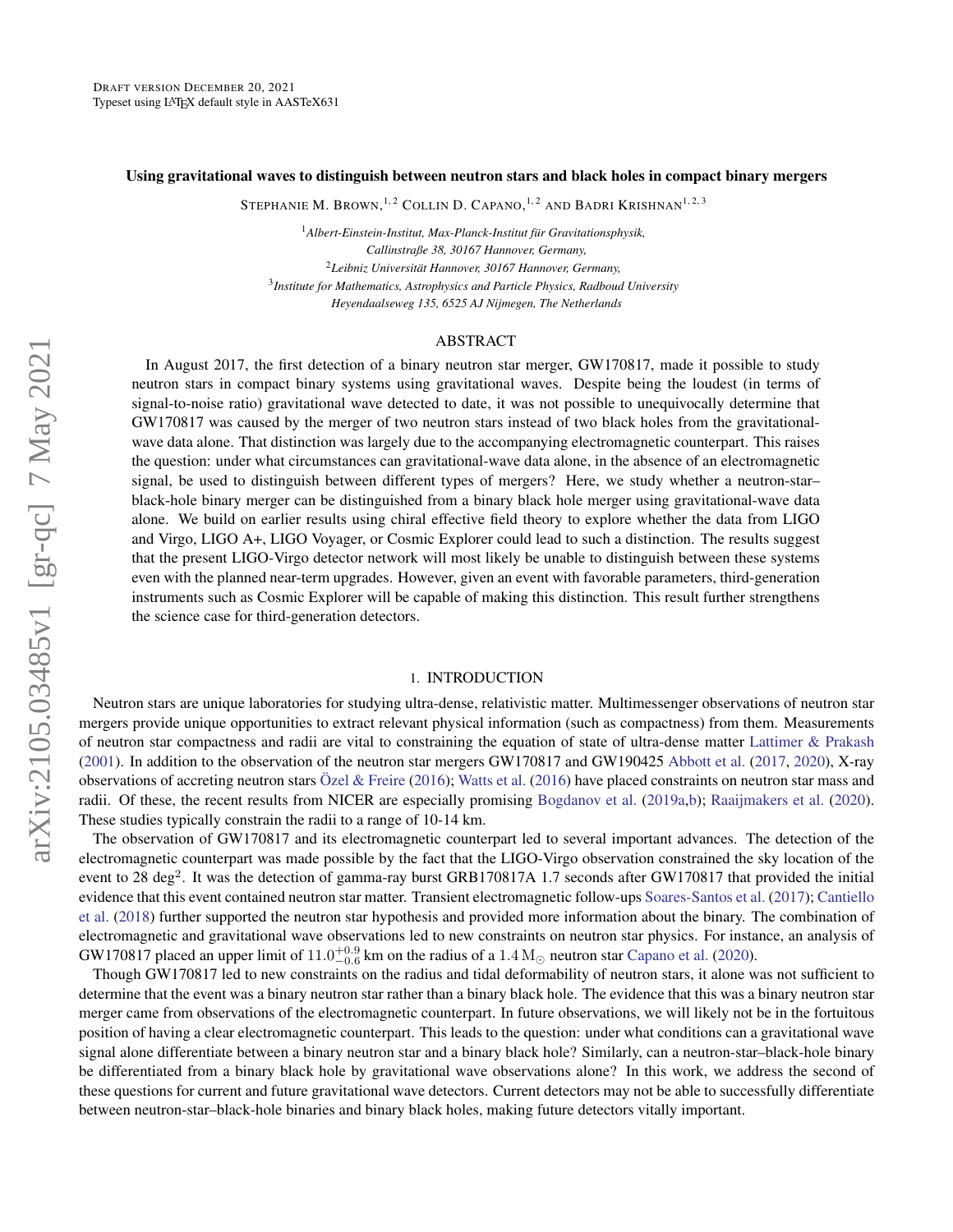Draft version December 20, 2021
Typeset using LaTeX default style in AASTeX631

# Using gravitational waves to distinguish between neutron stars and black holes in compact binary mergers

Stephanie M. Brown,[1,2] Collin D. Capano,[1,2] and Badri Krishnan[1,2,3]

[1]*Albert-Einstein-Institut, Max-Planck-Institut für Gravitationsphysik, Callinstraße 38, 30167 Hannover, Germany,*
[2]*Leibniz Universität Hannover, 30167 Hannover, Germany,*
[3]*Institute for Mathematics, Astrophysics and Particle Physics, Radboud University Heyendaalseweg 135, 6525 AJ Nijmegen, The Netherlands*

## ABSTRACT

In August 2017, the first detection of a binary neutron star merger, GW170817, made it possible to study neutron stars in compact binary systems using gravitational waves. Despite being the loudest (in terms of signal-to-noise ratio) gravitational wave detected to date, it was not possible to unequivocally determine that GW170817 was caused by the merger of two neutron stars instead of two black holes from the gravitational-wave data alone. That distinction was largely due to the accompanying electromagnetic counterpart. This raises the question: under what circumstances can gravitational-wave data alone, in the absence of an electromagnetic signal, be used to distinguish between different types of mergers? Here, we study whether a neutron-star–black-hole binary merger can be distinguished from a binary black hole merger using gravitational-wave data alone. We build on earlier results using chiral effective field theory to explore whether the data from LIGO and Virgo, LIGO A+, LIGO Voyager, or Cosmic Explorer could lead to such a distinction. The results suggest that the present LIGO-Virgo detector network will most likely be unable to distinguish between these systems even with the planned near-term upgrades. However, given an event with favorable parameters, third-generation instruments such as Cosmic Explorer will be capable of making this distinction. This result further strengthens the science case for third-generation detectors.

## 1. INTRODUCTION

Neutron stars are unique laboratories for studying ultra-dense, relativistic matter. Multimessenger observations of neutron star mergers provide unique opportunities to extract relevant physical information (such as compactness) from them. Measurements of neutron star compactness and radii are vital to constraining the equation of state of ultra-dense matter Lattimer & Prakash (2001). In addition to the observation of the neutron star mergers GW170817 and GW190425 Abbott et al. (2017, 2020), X-ray observations of accreting neutron stars Özel & Freire (2016); Watts et al. (2016) have placed constraints on neutron star mass and radii. Of these, the recent results from NICER are especially promising Bogdanov et al. (2019a,b); Raaijmakers et al. (2020). These studies typically constrain the radii to a range of 10-14 km.

The observation of GW170817 and its electromagnetic counterpart led to several important advances. The detection of the electromagnetic counterpart was made possible by the fact that the LIGO-Virgo observation constrained the sky location of the event to 28 deg$^2$. It was the detection of gamma-ray burst GRB170817A 1.7 seconds after GW170817 that provided the initial evidence that this event contained neutron star matter. Transient electromagnetic follow-ups Soares-Santos et al. (2017); Cantiello et al. (2018) further supported the neutron star hypothesis and provided more information about the binary. The combination of electromagnetic and gravitational wave observations led to new constraints on neutron star physics. For instance, an analysis of GW170817 placed an upper limit of $11.0^{+0.9}_{-0.6}$ km on the radius of a $1.4\,\mathrm{M}_\odot$ neutron star Capano et al. (2020).

Though GW170817 led to new constraints on the radius and tidal deformability of neutron stars, it alone was not sufficient to determine that the event was a binary neutron star rather than a binary black hole. The evidence that this was a binary neutron star merger came from observations of the electromagnetic counterpart. In future observations, we will likely not be in the fortuitous position of having a clear electromagnetic counterpart. This leads to the question: under what conditions can a gravitational wave signal alone differentiate between a binary neutron star and a binary black hole? Similarly, can a neutron-star–black-hole binary be differentiated from a binary black hole by gravitational wave observations alone? In this work, we address the second of these questions for current and future gravitational wave detectors. Current detectors may not be able to successfully differentiate between neutron-star–black-hole binaries and binary black holes, making future detectors vitally important.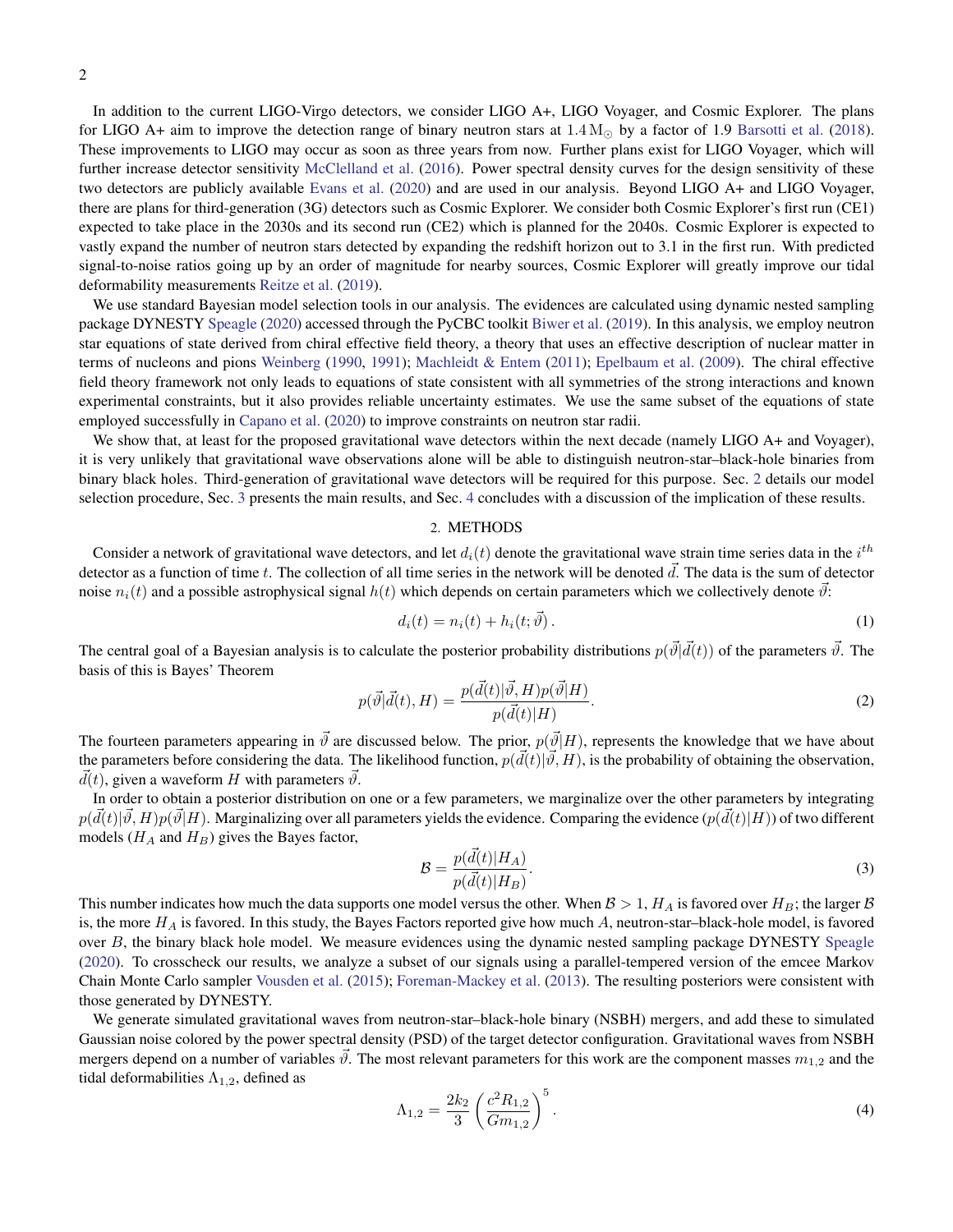In addition to the current LIGO-Virgo detectors, we consider LIGO A+, LIGO Voyager, and Cosmic Explorer. The plans for LIGO A+ aim to improve the detection range of binary neutron stars at $1.4\,\mathrm{M}_\odot$ by a factor of 1.9 Barsotti et al. (2018). These improvements to LIGO may occur as soon as three years from now. Further plans exist for LIGO Voyager, which will further increase detector sensitivity McClelland et al. (2016). Power spectral density curves for the design sensitivity of these two detectors are publicly available Evans et al. (2020) and are used in our analysis. Beyond LIGO A+ and LIGO Voyager, there are plans for third-generation (3G) detectors such as Cosmic Explorer. We consider both Cosmic Explorer's first run (CE1) expected to take place in the 2030s and its second run (CE2) which is planned for the 2040s. Cosmic Explorer is expected to vastly expand the number of neutron stars detected by expanding the redshift horizon out to 3.1 in the first run. With predicted signal-to-noise ratios going up by an order of magnitude for nearby sources, Cosmic Explorer will greatly improve our tidal deformability measurements Reitze et al. (2019).

We use standard Bayesian model selection tools in our analysis. The evidences are calculated using dynamic nested sampling package DYNESTY Speagle (2020) accessed through the PyCBC toolkit Biwer et al. (2019). In this analysis, we employ neutron star equations of state derived from chiral effective field theory, a theory that uses an effective description of nuclear matter in terms of nucleons and pions Weinberg (1990, 1991); Machleidt & Entem (2011); Epelbaum et al. (2009). The chiral effective field theory framework not only leads to equations of state consistent with all symmetries of the strong interactions and known experimental constraints, but it also provides reliable uncertainty estimates. We use the same subset of the equations of state employed successfully in Capano et al. (2020) to improve constraints on neutron star radii.

We show that, at least for the proposed gravitational wave detectors within the next decade (namely LIGO A+ and Voyager), it is very unlikely that gravitational wave observations alone will be able to distinguish neutron-star–black-hole binaries from binary black holes. Third-generation of gravitational wave detectors will be required for this purpose. Sec. 2 details our model selection procedure, Sec. 3 presents the main results, and Sec. 4 concludes with a discussion of the implication of these results.

## 2. METHODS

Consider a network of gravitational wave detectors, and let $d_i(t)$ denote the gravitational wave strain time series data in the $i^{th}$ detector as a function of time $t$. The collection of all time series in the network will be denoted $\vec{d}$. The data is the sum of detector noise $n_i(t)$ and a possible astrophysical signal $h(t)$ which depends on certain parameters which we collectively denote $\vec{\vartheta}$:

$$d_i(t) = n_i(t) + h_i(t; \vec{\vartheta})\,. \tag{1}$$

The central goal of a Bayesian analysis is to calculate the posterior probability distributions $p(\vec{\vartheta}|\vec{d}(t))$ of the parameters $\vec{\vartheta}$. The basis of this is Bayes' Theorem

$$p(\vec{\vartheta}|\vec{d}(t), H) = \frac{p(\vec{d}(t)|\vec{\vartheta}, H)p(\vec{\vartheta}|H)}{p(\vec{d}(t)|H)}. \tag{2}$$

The fourteen parameters appearing in $\vec{\vartheta}$ are discussed below. The prior, $p(\vec{\vartheta}|H)$, represents the knowledge that we have about the parameters before considering the data. The likelihood function, $p(\vec{d}(t)|\vec{\vartheta}, H)$, is the probability of obtaining the observation, $\vec{d}(t)$, given a waveform $H$ with parameters $\vec{\vartheta}$.

In order to obtain a posterior distribution on one or a few parameters, we marginalize over the other parameters by integrating $p(\vec{d}(t)|\vec{\vartheta}, H)p(\vec{\vartheta}|H)$. Marginalizing over all parameters yields the evidence. Comparing the evidence ($p(\vec{d}(t)|H)$) of two different models ($H_A$ and $H_B$) gives the Bayes factor,

$$\mathcal{B} = \frac{p(\vec{d}(t)|H_A)}{p(\vec{d}(t)|H_B)}. \tag{3}$$

This number indicates how much the data supports one model versus the other. When $\mathcal{B} > 1$, $H_A$ is favored over $H_B$; the larger $\mathcal{B}$ is, the more $H_A$ is favored. In this study, the Bayes Factors reported give how much $A$, neutron-star–black-hole model, is favored over $B$, the binary black hole model. We measure evidences using the dynamic nested sampling package DYNESTY Speagle (2020). To crosscheck our results, we analyze a subset of our signals using a parallel-tempered version of the emcee Markov Chain Monte Carlo sampler Vousden et al. (2015); Foreman-Mackey et al. (2013). The resulting posteriors were consistent with those generated by DYNESTY.

We generate simulated gravitational waves from neutron-star–black-hole binary (NSBH) mergers, and add these to simulated Gaussian noise colored by the power spectral density (PSD) of the target detector configuration. Gravitational waves from NSBH mergers depend on a number of variables $\vec{\vartheta}$. The most relevant parameters for this work are the component masses $m_{1,2}$ and the tidal deformabilities $\Lambda_{1,2}$, defined as

$$\Lambda_{1,2} = \frac{2k_2}{3}\left(\frac{c^2 R_{1,2}}{G m_{1,2}}\right)^5. \tag{4}$$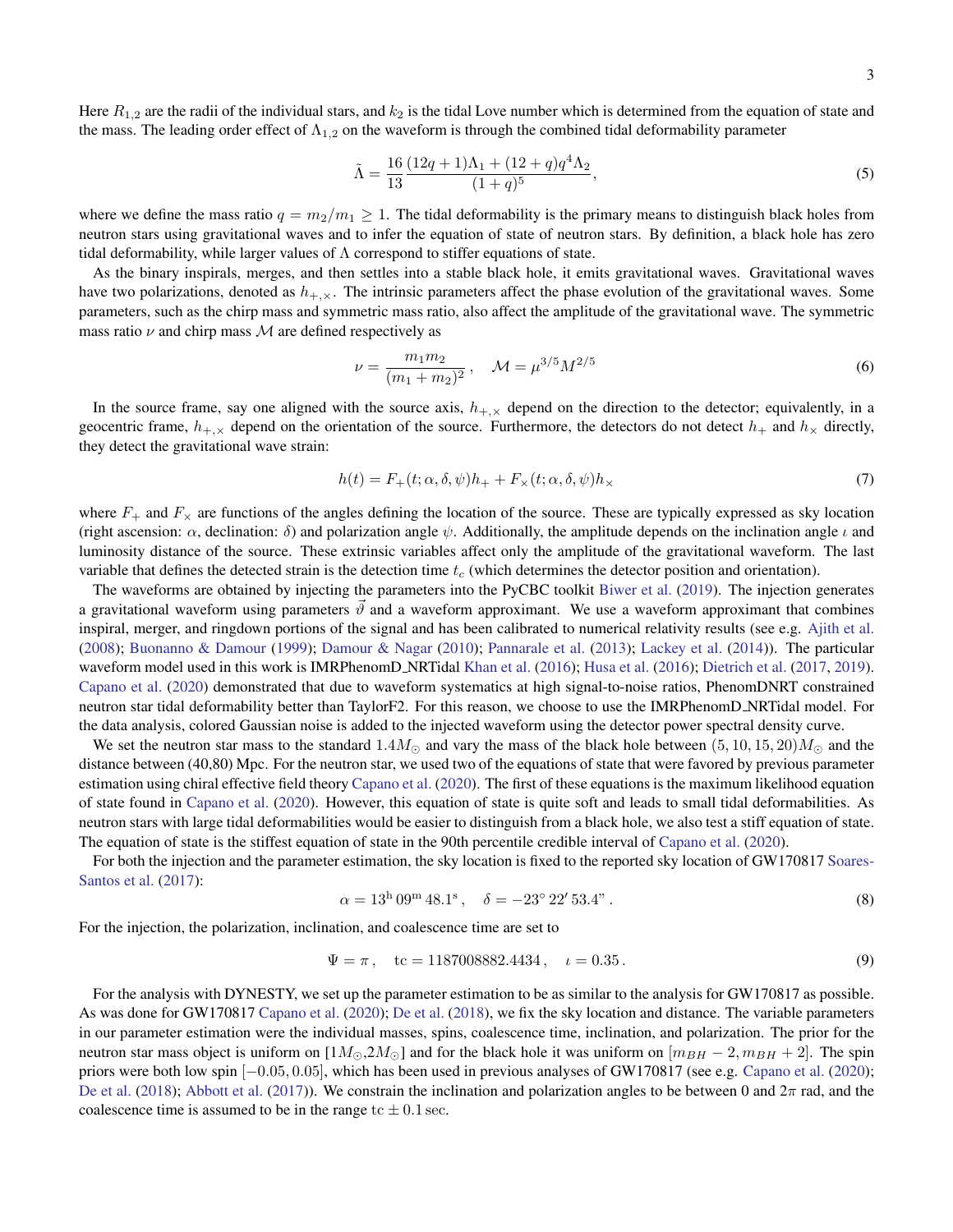Here $R_{1,2}$ are the radii of the individual stars, and $k_2$ is the tidal Love number which is determined from the equation of state and the mass. The leading order effect of $\Lambda_{1,2}$ on the waveform is through the combined tidal deformability parameter

$$\tilde{\Lambda} = \frac{16}{13}\frac{(12q+1)\Lambda_1 + (12+q)q^4\Lambda_2}{(1+q)^5}, \tag{5}$$

where we define the mass ratio $q = m_2/m_1 \geq 1$. The tidal deformability is the primary means to distinguish black holes from neutron stars using gravitational waves and to infer the equation of state of neutron stars. By definition, a black hole has zero tidal deformability, while larger values of $\Lambda$ correspond to stiffer equations of state.

As the binary inspirals, merges, and then settles into a stable black hole, it emits gravitational waves. Gravitational waves have two polarizations, denoted as $h_{+,\times}$. The intrinsic parameters affect the phase evolution of the gravitational waves. Some parameters, such as the chirp mass and symmetric mass ratio, also affect the amplitude of the gravitational wave. The symmetric mass ratio $\nu$ and chirp mass $\mathcal{M}$ are defined respectively as

$$\nu = \frac{m_1 m_2}{(m_1+m_2)^2}\,, \quad \mathcal{M} = \mu^{3/5}M^{2/5} \tag{6}$$

In the source frame, say one aligned with the source axis, $h_{+,\times}$ depend on the direction to the detector; equivalently, in a geocentric frame, $h_{+,\times}$ depend on the orientation of the source. Furthermore, the detectors do not detect $h_+$ and $h_\times$ directly, they detect the gravitational wave strain:

$$h(t) = F_+(t;\alpha,\delta,\psi)h_+ + F_\times(t;\alpha,\delta,\psi)h_\times \tag{7}$$

where $F_+$ and $F_\times$ are functions of the angles defining the location of the source. These are typically expressed as sky location (right ascension: $\alpha$, declination: $\delta$) and polarization angle $\psi$. Additionally, the amplitude depends on the inclination angle $\iota$ and luminosity distance of the source. These extrinsic variables affect only the amplitude of the gravitational waveform. The last variable that defines the detected strain is the detection time $t_c$ (which determines the detector position and orientation).

The waveforms are obtained by injecting the parameters into the PyCBC toolkit Biwer et al. (2019). The injection generates a gravitational waveform using parameters $\vec{\vartheta}$ and a waveform approximant. We use a waveform approximant that combines inspiral, merger, and ringdown portions of the signal and has been calibrated to numerical relativity results (see e.g. Ajith et al. (2008); Buonanno & Damour (1999); Damour & Nagar (2010); Pannarale et al. (2013); Lackey et al. (2014)). The particular waveform model used in this work is IMRPhenomD_NRTidal Khan et al. (2016); Husa et al. (2016); Dietrich et al. (2017, 2019). Capano et al. (2020) demonstrated that due to waveform systematics at high signal-to-noise ratios, PhenomDNRT constrained neutron star tidal deformability better than TaylorF2. For this reason, we choose to use the IMRPhenomD_NRTidal model. For the data analysis, colored Gaussian noise is added to the injected waveform using the detector power spectral density curve.

We set the neutron star mass to the standard $1.4M_\odot$ and vary the mass of the black hole between $(5, 10, 15, 20)M_\odot$ and the distance between (40,80) Mpc. For the neutron star, we used two of the equations of state that were favored by previous parameter estimation using chiral effective field theory Capano et al. (2020). The first of these equations is the maximum likelihood equation of state found in Capano et al. (2020). However, this equation of state is quite soft and leads to small tidal deformabilities. As neutron stars with large tidal deformabilities would be easier to distinguish from a black hole, we also test a stiff equation of state. The equation of state is the stiffest equation of state in the 90th percentile credible interval of Capano et al. (2020).

For both the injection and the parameter estimation, the sky location is fixed to the reported sky location of GW170817 Soares-Santos et al. (2017):

$$\alpha = 13^{\mathrm{h}}\,09^{\mathrm{m}}\,48.1^{\mathrm{s}}\,, \quad \delta = -23^\circ\,22'\,53.4"\,. \tag{8}$$

For the injection, the polarization, inclination, and coalescence time are set to

$$\Psi = \pi\,, \quad \mathrm{tc} = 1187008882.4434\,, \quad \iota = 0.35\,. \tag{9}$$

For the analysis with DYNESTY, we set up the parameter estimation to be as similar to the analysis for GW170817 as possible. As was done for GW170817 Capano et al. (2020); De et al. (2018), we fix the sky location and distance. The variable parameters in our parameter estimation were the individual masses, spins, coalescence time, inclination, and polarization. The prior for the neutron star mass object is uniform on $[1M_\odot, 2M_\odot]$ and for the black hole it was uniform on $[m_{BH}-2, m_{BH}+2]$. The spin priors were both low spin $[-0.05, 0.05]$, which has been used in previous analyses of GW170817 (see e.g. Capano et al. (2020); De et al. (2018); Abbott et al. (2017)). We constrain the inclination and polarization angles to be between 0 and $2\pi$ rad, and the coalescence time is assumed to be in the range $\mathrm{tc} \pm 0.1\,\mathrm{sec}$.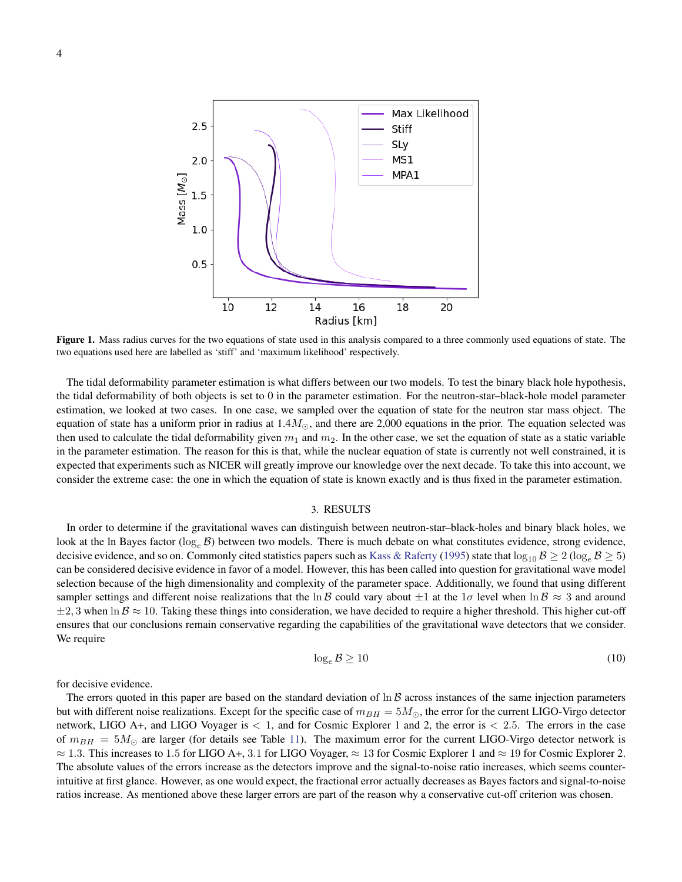**Figure 1.** Mass radius curves for the two equations of state used in this analysis compared to a three commonly used equations of state. The two equations used here are labelled as 'stiff' and 'maximum likelihood' respectively.

The tidal deformability parameter estimation is what differs between our two models. To test the binary black hole hypothesis, the tidal deformability of both objects is set to 0 in the parameter estimation. For the neutron-star–black-hole model parameter estimation, we looked at two cases. In one case, we sampled over the equation of state for the neutron star mass object. The equation of state has a uniform prior in radius at $1.4M_{\odot}$, and there are 2,000 equations in the prior. The equation selected was then used to calculate the tidal deformability given $m_1$ and $m_2$. In the other case, we set the equation of state as a static variable in the parameter estimation. The reason for this is that, while the nuclear equation of state is currently not well constrained, it is expected that experiments such as NICER will greatly improve our knowledge over the next decade. To take this into account, we consider the extreme case: the one in which the equation of state is known exactly and is thus fixed in the parameter estimation.

## 3. RESULTS

In order to determine if the gravitational waves can distinguish between neutron-star–black-holes and binary black holes, we look at the ln Bayes factor ($\log_e \mathcal{B}$) between two models. There is much debate on what constitutes evidence, strong evidence, decisive evidence, and so on. Commonly cited statistics papers such as Kass & Raferty (1995) state that $\log_{10} \mathcal{B} \geq 2$ ($\log_e \mathcal{B} \geq 5$) can be considered decisive evidence in favor of a model. However, this has been called into question for gravitational wave model selection because of the high dimensionality and complexity of the parameter space. Additionally, we found that using different sampler settings and different noise realizations that the $\ln \mathcal{B}$ could vary about $\pm 1$ at the $1\sigma$ level when $\ln \mathcal{B} \approx 3$ and around $\pm 2, 3$ when $\ln \mathcal{B} \approx 10$. Taking these things into consideration, we have decided to require a higher threshold. This higher cut-off ensures that our conclusions remain conservative regarding the capabilities of the gravitational wave detectors that we consider. We require

$$\log_e \mathcal{B} \geq 10 \tag{10}$$

for decisive evidence.

The errors quoted in this paper are based on the standard deviation of $\ln \mathcal{B}$ across instances of the same injection parameters but with different noise realizations. Except for the specific case of $m_{BH} = 5M_{\odot}$, the error for the current LIGO-Virgo detector network, LIGO A+, and LIGO Voyager is $< 1$, and for Cosmic Explorer 1 and 2, the error is $< 2.5$. The errors in the case of $m_{BH} = 5M_{\odot}$ are larger (for details see Table 11). The maximum error for the current LIGO-Virgo detector network is $\approx 1.3$. This increases to 1.5 for LIGO A+, 3.1 for LIGO Voyager, $\approx 13$ for Cosmic Explorer 1 and $\approx 19$ for Cosmic Explorer 2. The absolute values of the errors increase as the detectors improve and the signal-to-noise ratio increases, which seems counter-intuitive at first glance. However, as one would expect, the fractional error actually decreases as Bayes factors and signal-to-noise ratios increase. As mentioned above these larger errors are part of the reason why a conservative cut-off criterion was chosen.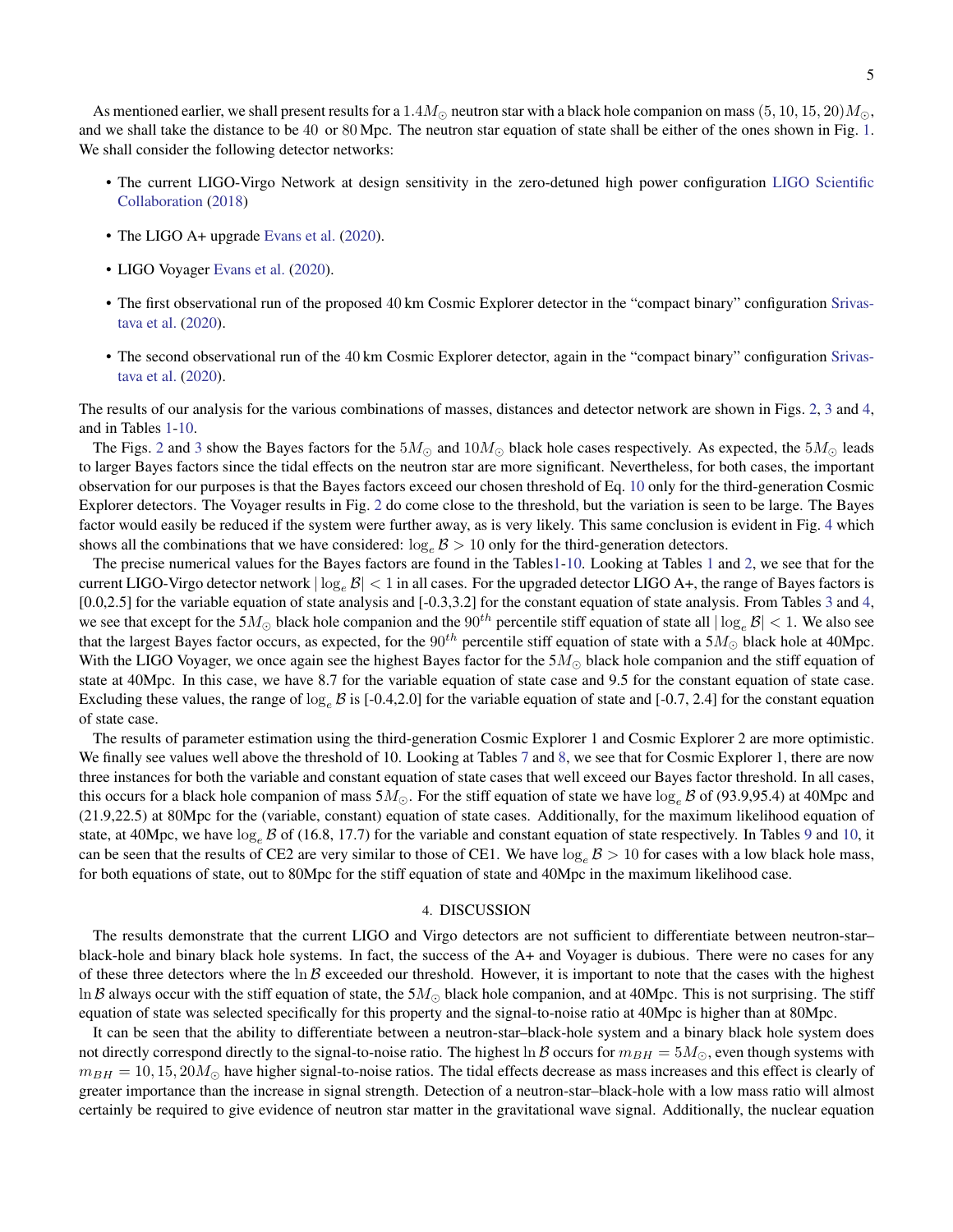As mentioned earlier, we shall present results for a $1.4M_\odot$ neutron star with a black hole companion on mass $(5, 10, 15, 20)M_\odot$, and we shall take the distance to be 40 or 80 Mpc. The neutron star equation of state shall be either of the ones shown in Fig. 1. We shall consider the following detector networks:

- The current LIGO-Virgo Network at design sensitivity in the zero-detuned high power configuration LIGO Scientific Collaboration (2018)
- The LIGO A+ upgrade Evans et al. (2020).
- LIGO Voyager Evans et al. (2020).
- The first observational run of the proposed 40 km Cosmic Explorer detector in the "compact binary" configuration Srivastava et al. (2020).
- The second observational run of the 40 km Cosmic Explorer detector, again in the "compact binary" configuration Srivastava et al. (2020).

The results of our analysis for the various combinations of masses, distances and detector network are shown in Figs. 2, 3 and 4, and in Tables 1-10.

The Figs. 2 and 3 show the Bayes factors for the $5M_\odot$ and $10M_\odot$ black hole cases respectively. As expected, the $5M_\odot$ leads to larger Bayes factors since the tidal effects on the neutron star are more significant. Nevertheless, for both cases, the important observation for our purposes is that the Bayes factors exceed our chosen threshold of Eq. 10 only for the third-generation Cosmic Explorer detectors. The Voyager results in Fig. 2 do come close to the threshold, but the variation is seen to be large. The Bayes factor would easily be reduced if the system were further away, as is very likely. This same conclusion is evident in Fig. 4 which shows all the combinations that we have considered: $\log_e \mathcal{B} > 10$ only for the third-generation detectors.

The precise numerical values for the Bayes factors are found in the Tables1-10. Looking at Tables 1 and 2, we see that for the current LIGO-Virgo detector network $|\log_e \mathcal{B}| < 1$ in all cases. For the upgraded detector LIGO A+, the range of Bayes factors is [0.0,2.5] for the variable equation of state analysis and [-0.3,3.2] for the constant equation of state analysis. From Tables 3 and 4, we see that except for the $5M_\odot$ black hole companion and the $90^{th}$ percentile stiff equation of state all $|\log_e \mathcal{B}| < 1$. We also see that the largest Bayes factor occurs, as expected, for the $90^{th}$ percentile stiff equation of state with a $5M_\odot$ black hole at 40Mpc. With the LIGO Voyager, we once again see the highest Bayes factor for the $5M_\odot$ black hole companion and the stiff equation of state at 40Mpc. In this case, we have 8.7 for the variable equation of state case and 9.5 for the constant equation of state case. Excluding these values, the range of $\log_e \mathcal{B}$ is [-0.4,2.0] for the variable equation of state and [-0.7, 2.4] for the constant equation of state case.

The results of parameter estimation using the third-generation Cosmic Explorer 1 and Cosmic Explorer 2 are more optimistic. We finally see values well above the threshold of 10. Looking at Tables 7 and 8, we see that for Cosmic Explorer 1, there are now three instances for both the variable and constant equation of state cases that well exceed our Bayes factor threshold. In all cases, this occurs for a black hole companion of mass $5M_\odot$. For the stiff equation of state we have $\log_e \mathcal{B}$ of (93.9,95.4) at 40Mpc and (21.9,22.5) at 80Mpc for the (variable, constant) equation of state cases. Additionally, for the maximum likelihood equation of state, at 40Mpc, we have $\log_e \mathcal{B}$ of (16.8, 17.7) for the variable and constant equation of state respectively. In Tables 9 and 10, it can be seen that the results of CE2 are very similar to those of CE1. We have $\log_e \mathcal{B} > 10$ for cases with a low black hole mass, for both equations of state, out to 80Mpc for the stiff equation of state and 40Mpc in the maximum likelihood case.

## 4. DISCUSSION

The results demonstrate that the current LIGO and Virgo detectors are not sufficient to differentiate between neutron-star–black-hole and binary black hole systems. In fact, the success of the A+ and Voyager is dubious. There were no cases for any of these three detectors where the $\ln \mathcal{B}$ exceeded our threshold. However, it is important to note that the cases with the highest $\ln \mathcal{B}$ always occur with the stiff equation of state, the $5M_\odot$ black hole companion, and at 40Mpc. This is not surprising. The stiff equation of state was selected specifically for this property and the signal-to-noise ratio at 40Mpc is higher than at 80Mpc.

It can be seen that the ability to differentiate between a neutron-star–black-hole system and a binary black hole system does not directly correspond directly to the signal-to-noise ratio. The highest $\ln \mathcal{B}$ occurs for $m_{BH} = 5M_\odot$, even though systems with $m_{BH} = 10, 15, 20M_\odot$ have higher signal-to-noise ratios. The tidal effects decrease as mass increases and this effect is clearly of greater importance than the increase in signal strength. Detection of a neutron-star–black-hole with a low mass ratio will almost certainly be required to give evidence of neutron star matter in the gravitational wave signal. Additionally, the nuclear equation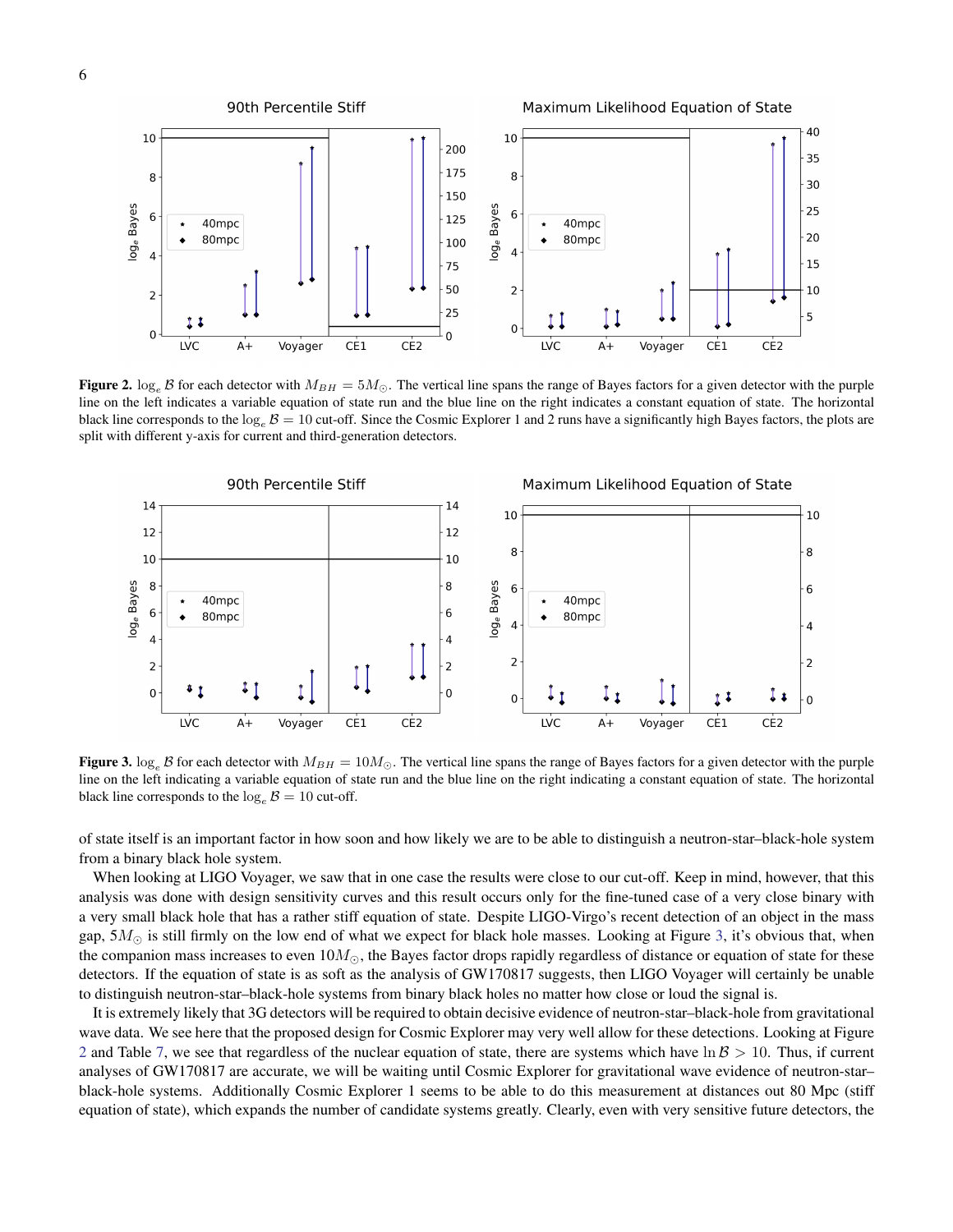**Figure 2.** $\log_e \mathcal{B}$ for each detector with $M_{BH} = 5M_{\odot}$. The vertical line spans the range of Bayes factors for a given detector with the purple line on the left indicates a variable equation of state run and the blue line on the right indicates a constant equation of state. The horizontal black line corresponds to the $\log_e \mathcal{B} = 10$ cut-off. Since the Cosmic Explorer 1 and 2 runs have a significantly high Bayes factors, the plots are split with different y-axis for current and third-generation detectors.

**Figure 3.** $\log_e \mathcal{B}$ for each detector with $M_{BH} = 10M_{\odot}$. The vertical line spans the range of Bayes factors for a given detector with the purple line on the left indicating a variable equation of state run and the blue line on the right indicating a constant equation of state. The horizontal black line corresponds to the $\log_e \mathcal{B} = 10$ cut-off.

of state itself is an important factor in how soon and how likely we are to be able to distinguish a neutron-star–black-hole system from a binary black hole system.

When looking at LIGO Voyager, we saw that in one case the results were close to our cut-off. Keep in mind, however, that this analysis was done with design sensitivity curves and this result occurs only for the fine-tuned case of a very close binary with a very small black hole that has a rather stiff equation of state. Despite LIGO-Virgo's recent detection of an object in the mass gap, $5M_{\odot}$ is still firmly on the low end of what we expect for black hole masses. Looking at Figure 3, it's obvious that, when the companion mass increases to even $10M_{\odot}$, the Bayes factor drops rapidly regardless of distance or equation of state for these detectors. If the equation of state is as soft as the analysis of GW170817 suggests, then LIGO Voyager will certainly be unable to distinguish neutron-star–black-hole systems from binary black holes no matter how close or loud the signal is.

It is extremely likely that 3G detectors will be required to obtain decisive evidence of neutron-star–black-hole from gravitational wave data. We see here that the proposed design for Cosmic Explorer may very well allow for these detections. Looking at Figure 2 and Table 7, we see that regardless of the nuclear equation of state, there are systems which have $\ln \mathcal{B} > 10$. Thus, if current analyses of GW170817 are accurate, we will be waiting until Cosmic Explorer for gravitational wave evidence of neutron-star–black-hole systems. Additionally Cosmic Explorer 1 seems to be able to do this measurement at distances out 80 Mpc (stiff equation of state), which expands the number of candidate systems greatly. Clearly, even with very sensitive future detectors, the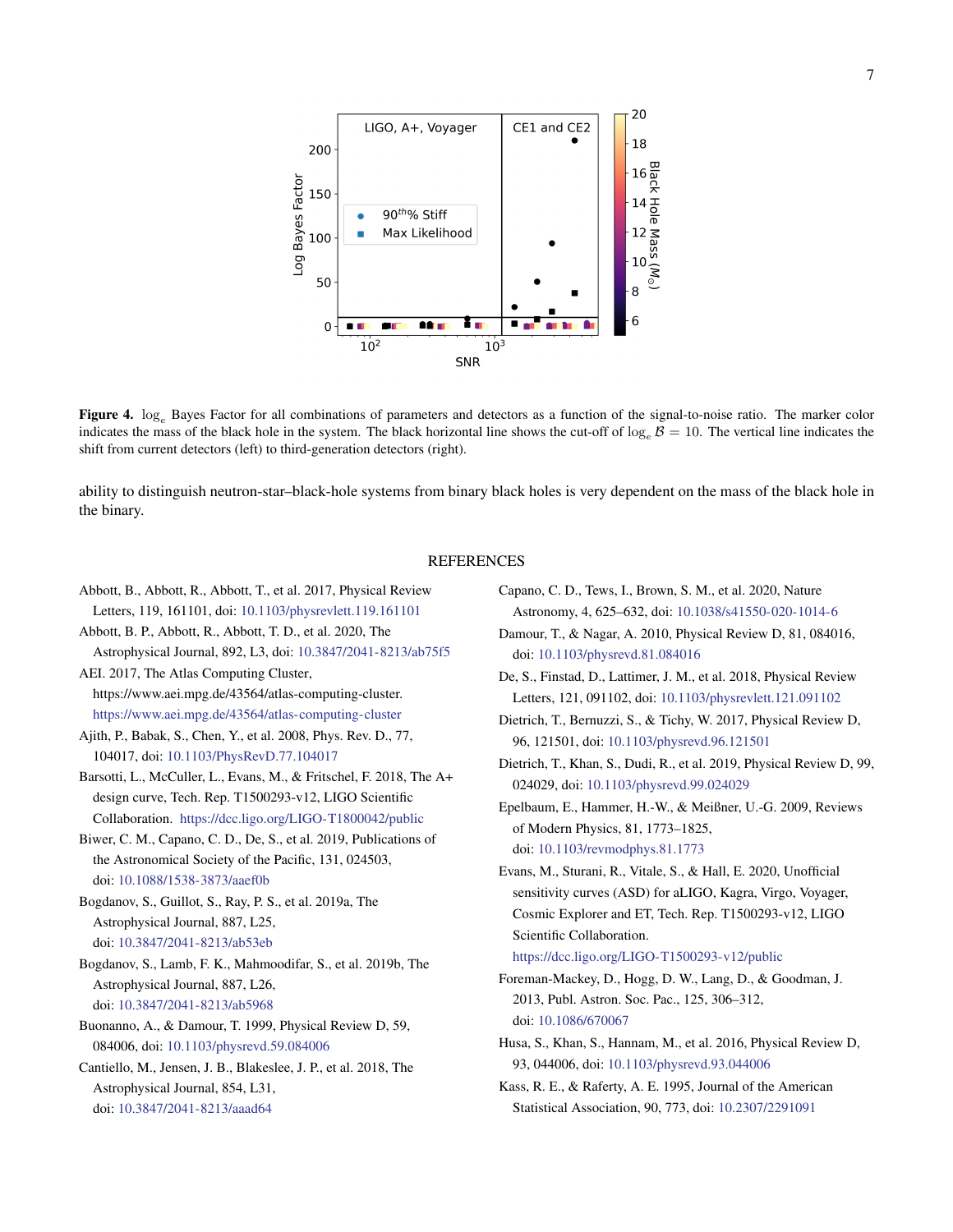**Figure 4.** $\log_e$ Bayes Factor for all combinations of parameters and detectors as a function of the signal-to-noise ratio. The marker color indicates the mass of the black hole in the system. The black horizontal line shows the cut-off of $\log_e \mathcal{B} = 10$. The vertical line indicates the shift from current detectors (left) to third-generation detectors (right).

ability to distinguish neutron-star–black-hole systems from binary black holes is very dependent on the mass of the black hole in the binary.

## REFERENCES

Abbott, B., Abbott, R., Abbott, T., et al. 2017, Physical Review Letters, 119, 161101, doi: 10.1103/physrevlett.119.161101

Abbott, B. P., Abbott, R., Abbott, T. D., et al. 2020, The Astrophysical Journal, 892, L3, doi: 10.3847/2041-8213/ab75f5

AEI. 2017, The Atlas Computing Cluster, https://www.aei.mpg.de/43564/atlas-computing-cluster. https://www.aei.mpg.de/43564/atlas-computing-cluster

Ajith, P., Babak, S., Chen, Y., et al. 2008, Phys. Rev. D., 77, 104017, doi: 10.1103/PhysRevD.77.104017

Barsotti, L., McCuller, L., Evans, M., & Fritschel, F. 2018, The A+ design curve, Tech. Rep. T1500293-v12, LIGO Scientific Collaboration. https://dcc.ligo.org/LIGO-T1800042/public

Biwer, C. M., Capano, C. D., De, S., et al. 2019, Publications of the Astronomical Society of the Pacific, 131, 024503, doi: 10.1088/1538-3873/aaef0b

Bogdanov, S., Guillot, S., Ray, P. S., et al. 2019a, The Astrophysical Journal, 887, L25, doi: 10.3847/2041-8213/ab53eb

Bogdanov, S., Lamb, F. K., Mahmoodifar, S., et al. 2019b, The Astrophysical Journal, 887, L26, doi: 10.3847/2041-8213/ab5968

Buonanno, A., & Damour, T. 1999, Physical Review D, 59, 084006, doi: 10.1103/physrevd.59.084006

Cantiello, M., Jensen, J. B., Blakeslee, J. P., et al. 2018, The Astrophysical Journal, 854, L31, doi: 10.3847/2041-8213/aaad64

Capano, C. D., Tews, I., Brown, S. M., et al. 2020, Nature Astronomy, 4, 625–632, doi: 10.1038/s41550-020-1014-6

Damour, T., & Nagar, A. 2010, Physical Review D, 81, 084016, doi: 10.1103/physrevd.81.084016

De, S., Finstad, D., Lattimer, J. M., et al. 2018, Physical Review Letters, 121, 091102, doi: 10.1103/physrevlett.121.091102

Dietrich, T., Bernuzzi, S., & Tichy, W. 2017, Physical Review D, 96, 121501, doi: 10.1103/physrevd.96.121501

Dietrich, T., Khan, S., Dudi, R., et al. 2019, Physical Review D, 99, 024029, doi: 10.1103/physrevd.99.024029

Epelbaum, E., Hammer, H.-W., & Meißner, U.-G. 2009, Reviews of Modern Physics, 81, 1773–1825, doi: 10.1103/revmodphys.81.1773

Evans, M., Sturani, R., Vitale, S., & Hall, E. 2020, Unofficial sensitivity curves (ASD) for aLIGO, Kagra, Virgo, Voyager, Cosmic Explorer and ET, Tech. Rep. T1500293-v12, LIGO Scientific Collaboration. https://dcc.ligo.org/LIGO-T1500293-v12/public

Foreman-Mackey, D., Hogg, D. W., Lang, D., & Goodman, J. 2013, Publ. Astron. Soc. Pac., 125, 306–312, doi: 10.1086/670067

Husa, S., Khan, S., Hannam, M., et al. 2016, Physical Review D, 93, 044006, doi: 10.1103/physrevd.93.044006

Kass, R. E., & Raferty, A. E. 1995, Journal of the American Statistical Association, 90, 773, doi: 10.2307/2291091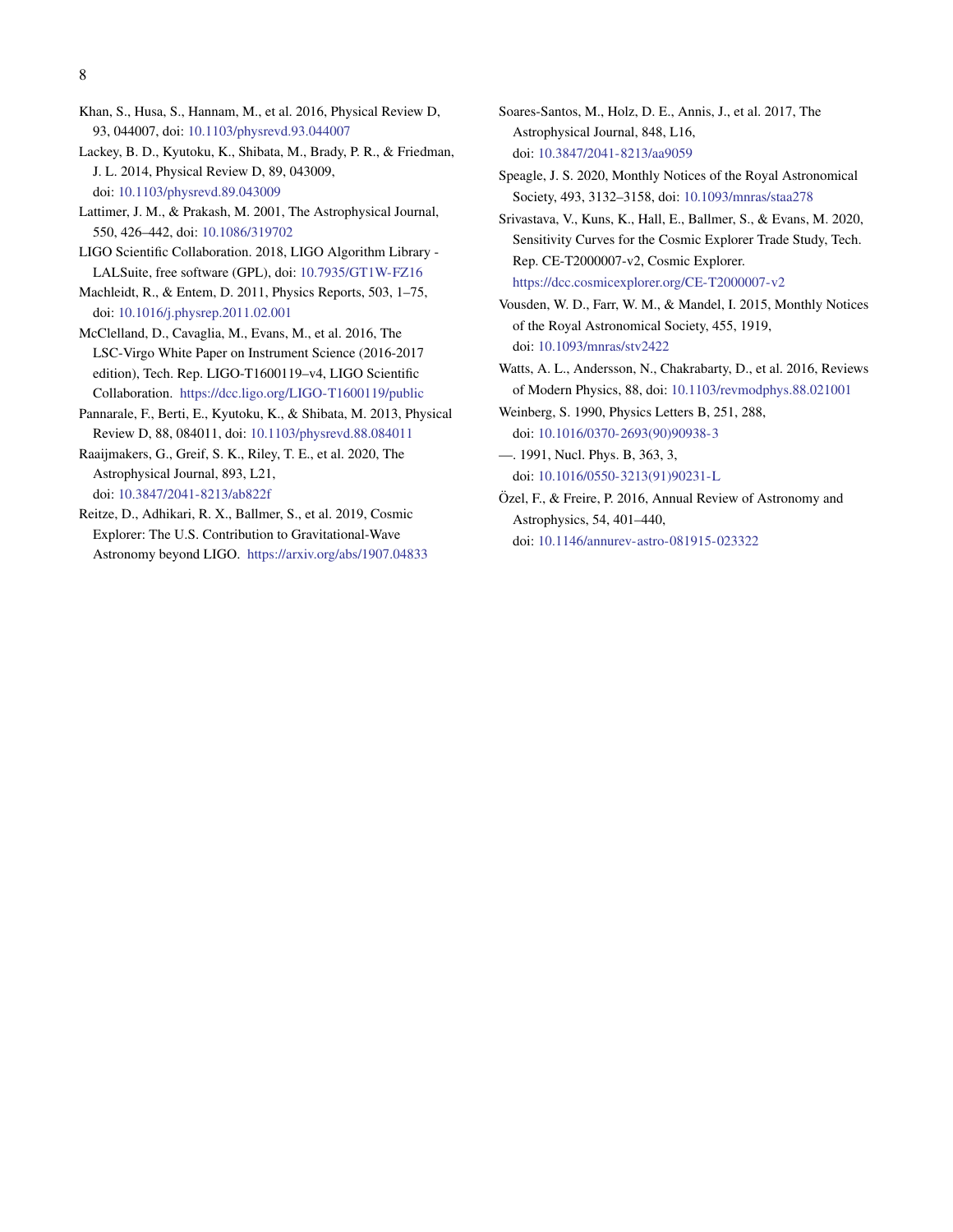Khan, S., Husa, S., Hannam, M., et al. 2016, Physical Review D, 93, 044007, doi: 10.1103/physrevd.93.044007

Lackey, B. D., Kyutoku, K., Shibata, M., Brady, P. R., & Friedman, J. L. 2014, Physical Review D, 89, 043009, doi: 10.1103/physrevd.89.043009

Lattimer, J. M., & Prakash, M. 2001, The Astrophysical Journal, 550, 426–442, doi: 10.1086/319702

LIGO Scientific Collaboration. 2018, LIGO Algorithm Library - LALSuite, free software (GPL), doi: 10.7935/GT1W-FZ16

Machleidt, R., & Entem, D. 2011, Physics Reports, 503, 1–75, doi: 10.1016/j.physrep.2011.02.001

McClelland, D., Cavaglia, M., Evans, M., et al. 2016, The LSC-Virgo White Paper on Instrument Science (2016-2017 edition), Tech. Rep. LIGO-T1600119–v4, LIGO Scientific Collaboration. https://dcc.ligo.org/LIGO-T1600119/public

Pannarale, F., Berti, E., Kyutoku, K., & Shibata, M. 2013, Physical Review D, 88, 084011, doi: 10.1103/physrevd.88.084011

Raaijmakers, G., Greif, S. K., Riley, T. E., et al. 2020, The Astrophysical Journal, 893, L21, doi: 10.3847/2041-8213/ab822f

Reitze, D., Adhikari, R. X., Ballmer, S., et al. 2019, Cosmic Explorer: The U.S. Contribution to Gravitational-Wave Astronomy beyond LIGO. https://arxiv.org/abs/1907.04833

Soares-Santos, M., Holz, D. E., Annis, J., et al. 2017, The Astrophysical Journal, 848, L16, doi: 10.3847/2041-8213/aa9059

Speagle, J. S. 2020, Monthly Notices of the Royal Astronomical Society, 493, 3132–3158, doi: 10.1093/mnras/staa278

Srivastava, V., Kuns, K., Hall, E., Ballmer, S., & Evans, M. 2020, Sensitivity Curves for the Cosmic Explorer Trade Study, Tech. Rep. CE-T2000007-v2, Cosmic Explorer. https://dcc.cosmicexplorer.org/CE-T2000007-v2

Vousden, W. D., Farr, W. M., & Mandel, I. 2015, Monthly Notices of the Royal Astronomical Society, 455, 1919, doi: 10.1093/mnras/stv2422

Watts, A. L., Andersson, N., Chakrabarty, D., et al. 2016, Reviews of Modern Physics, 88, doi: 10.1103/revmodphys.88.021001

Weinberg, S. 1990, Physics Letters B, 251, 288, doi: 10.1016/0370-2693(90)90938-3

—. 1991, Nucl. Phys. B, 363, 3, doi: 10.1016/0550-3213(91)90231-L

Özel, F., & Freire, P. 2016, Annual Review of Astronomy and Astrophysics, 54, 401–440, doi: 10.1146/annurev-astro-081915-023322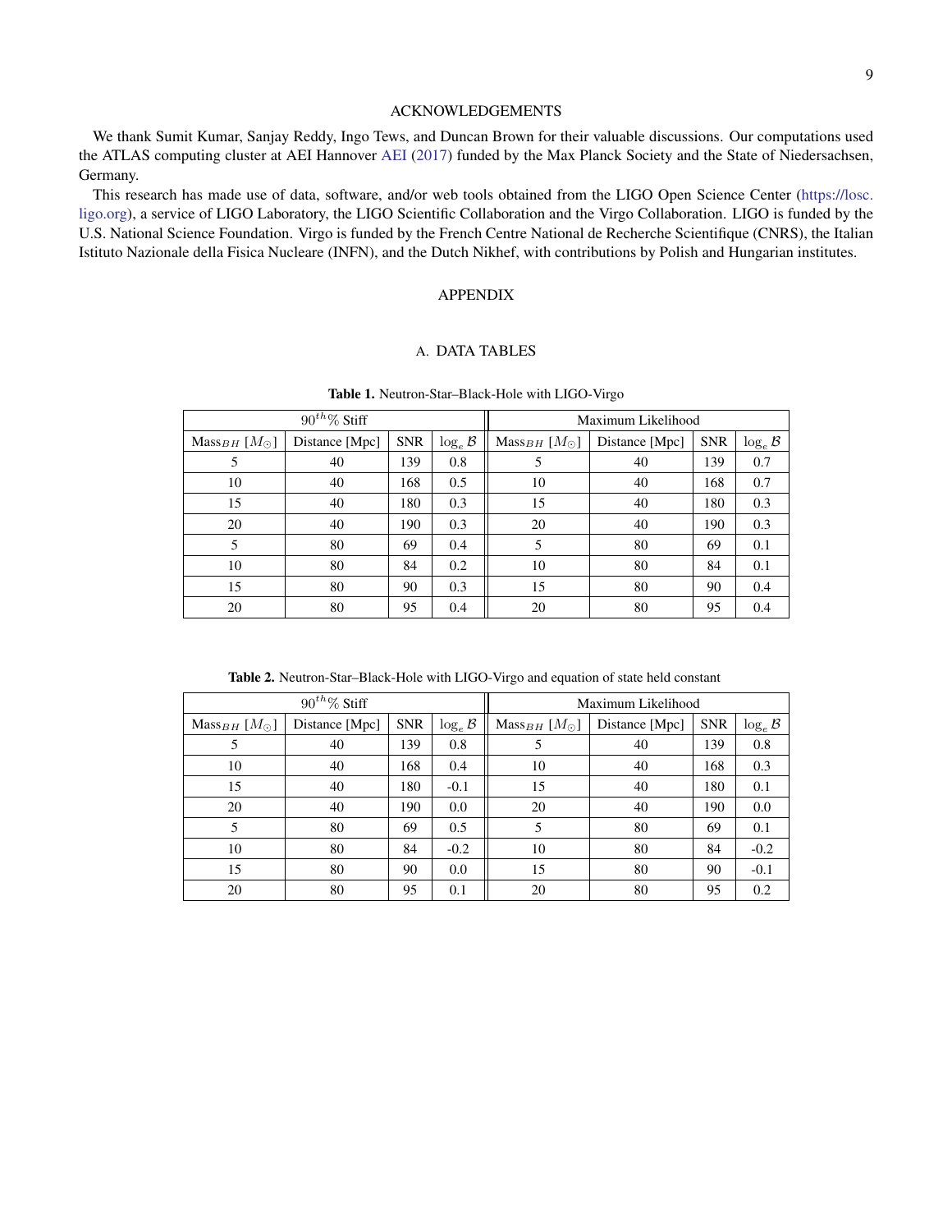## ACKNOWLEDGEMENTS

We thank Sumit Kumar, Sanjay Reddy, Ingo Tews, and Duncan Brown for their valuable discussions. Our computations used the ATLAS computing cluster at AEI Hannover AEI (2017) funded by the Max Planck Society and the State of Niedersachsen, Germany.

This research has made use of data, software, and/or web tools obtained from the LIGO Open Science Center (https://losc.ligo.org), a service of LIGO Laboratory, the LIGO Scientific Collaboration and the Virgo Collaboration. LIGO is funded by the U.S. National Science Foundation. Virgo is funded by the French Centre National de Recherche Scientifique (CNRS), the Italian Istituto Nazionale della Fisica Nucleare (INFN), and the Dutch Nikhef, with contributions by Polish and Hungarian institutes.

# APPENDIX

## A. DATA TABLES

**Table 1.** Neutron-Star–Black-Hole with LIGO-Virgo

| $90^{th}$% Stiff | | | | Maximum Likelihood | | | |
|---|---|---|---|---|---|---|---|
| Mass$_{BH}$ [$M_\odot$] | Distance [Mpc] | SNR | $\log_e \mathcal{B}$ | Mass$_{BH}$ [$M_\odot$] | Distance [Mpc] | SNR | $\log_e \mathcal{B}$ |
| 5 | 40 | 139 | 0.8 | 5 | 40 | 139 | 0.7 |
| 10 | 40 | 168 | 0.5 | 10 | 40 | 168 | 0.7 |
| 15 | 40 | 180 | 0.3 | 15 | 40 | 180 | 0.3 |
| 20 | 40 | 190 | 0.3 | 20 | 40 | 190 | 0.3 |
| 5 | 80 | 69 | 0.4 | 5 | 80 | 69 | 0.1 |
| 10 | 80 | 84 | 0.2 | 10 | 80 | 84 | 0.1 |
| 15 | 80 | 90 | 0.3 | 15 | 80 | 90 | 0.4 |
| 20 | 80 | 95 | 0.4 | 20 | 80 | 95 | 0.4 |

**Table 2.** Neutron-Star–Black-Hole with LIGO-Virgo and equation of state held constant

| $90^{th}$% Stiff | | | | Maximum Likelihood | | | |
|---|---|---|---|---|---|---|---|
| Mass$_{BH}$ [$M_\odot$] | Distance [Mpc] | SNR | $\log_e \mathcal{B}$ | Mass$_{BH}$ [$M_\odot$] | Distance [Mpc] | SNR | $\log_e \mathcal{B}$ |
| 5 | 40 | 139 | 0.8 | 5 | 40 | 139 | 0.8 |
| 10 | 40 | 168 | 0.4 | 10 | 40 | 168 | 0.3 |
| 15 | 40 | 180 | -0.1 | 15 | 40 | 180 | 0.1 |
| 20 | 40 | 190 | 0.0 | 20 | 40 | 190 | 0.0 |
| 5 | 80 | 69 | 0.5 | 5 | 80 | 69 | 0.1 |
| 10 | 80 | 84 | -0.2 | 10 | 80 | 84 | -0.2 |
| 15 | 80 | 90 | 0.0 | 15 | 80 | 90 | -0.1 |
| 20 | 80 | 95 | 0.1 | 20 | 80 | 95 | 0.2 |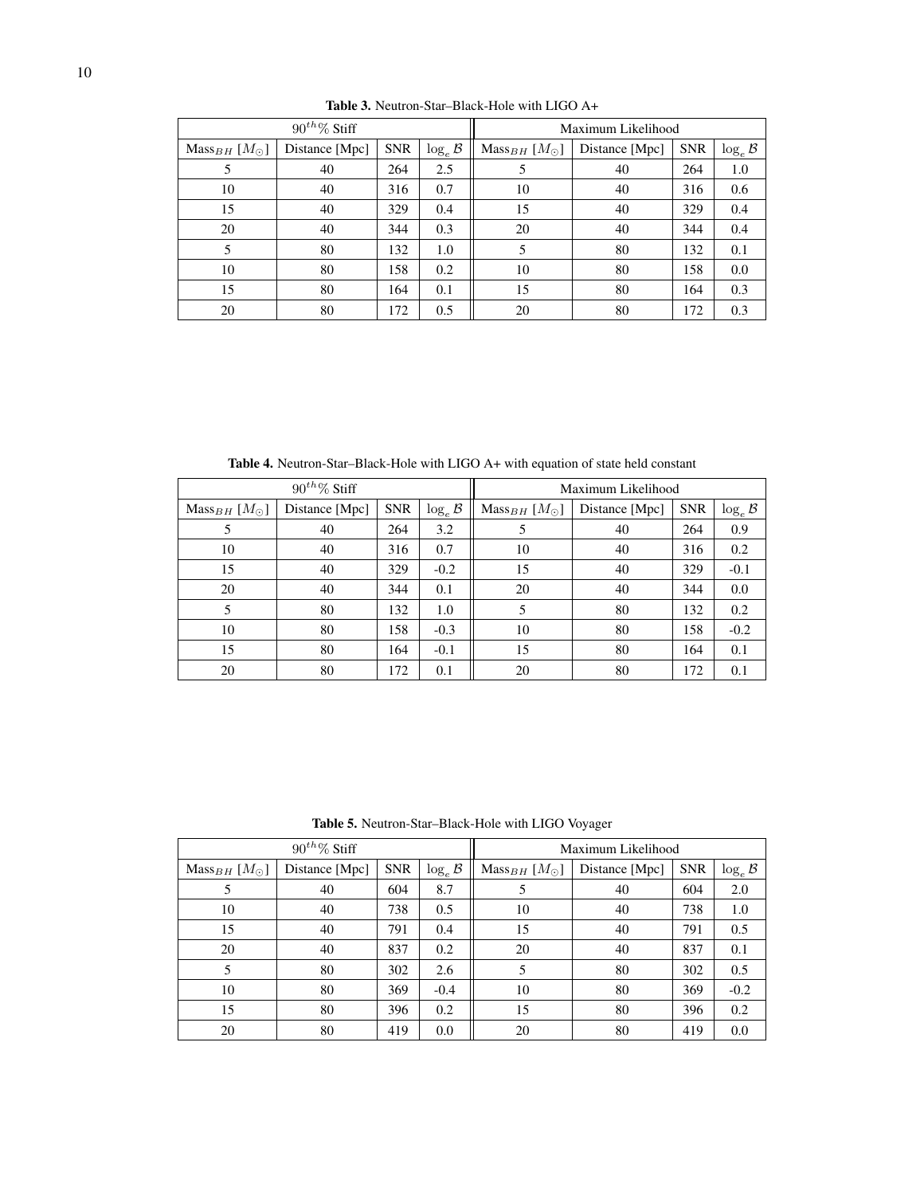**Table 3.** Neutron-Star–Black-Hole with LIGO A+

| $90^{th}$% Stiff | | | | Maximum Likelihood | | | |
|---|---|---|---|---|---|---|---|
| Mass$_{BH}$ [$M_{\odot}$] | Distance [Mpc] | SNR | $\log_e \mathcal{B}$ | Mass$_{BH}$ [$M_{\odot}$] | Distance [Mpc] | SNR | $\log_e \mathcal{B}$ |
| 5 | 40 | 264 | 2.5 | 5 | 40 | 264 | 1.0 |
| 10 | 40 | 316 | 0.7 | 10 | 40 | 316 | 0.6 |
| 15 | 40 | 329 | 0.4 | 15 | 40 | 329 | 0.4 |
| 20 | 40 | 344 | 0.3 | 20 | 40 | 344 | 0.4 |
| 5 | 80 | 132 | 1.0 | 5 | 80 | 132 | 0.1 |
| 10 | 80 | 158 | 0.2 | 10 | 80 | 158 | 0.0 |
| 15 | 80 | 164 | 0.1 | 15 | 80 | 164 | 0.3 |
| 20 | 80 | 172 | 0.5 | 20 | 80 | 172 | 0.3 |

**Table 4.** Neutron-Star–Black-Hole with LIGO A+ with equation of state held constant

| $90^{th}$% Stiff | | | | Maximum Likelihood | | | |
|---|---|---|---|---|---|---|---|
| Mass$_{BH}$ [$M_{\odot}$] | Distance [Mpc] | SNR | $\log_e \mathcal{B}$ | Mass$_{BH}$ [$M_{\odot}$] | Distance [Mpc] | SNR | $\log_e \mathcal{B}$ |
| 5 | 40 | 264 | 3.2 | 5 | 40 | 264 | 0.9 |
| 10 | 40 | 316 | 0.7 | 10 | 40 | 316 | 0.2 |
| 15 | 40 | 329 | -0.2 | 15 | 40 | 329 | -0.1 |
| 20 | 40 | 344 | 0.1 | 20 | 40 | 344 | 0.0 |
| 5 | 80 | 132 | 1.0 | 5 | 80 | 132 | 0.2 |
| 10 | 80 | 158 | -0.3 | 10 | 80 | 158 | -0.2 |
| 15 | 80 | 164 | -0.1 | 15 | 80 | 164 | 0.1 |
| 20 | 80 | 172 | 0.1 | 20 | 80 | 172 | 0.1 |

**Table 5.** Neutron-Star–Black-Hole with LIGO Voyager

| $90^{th}$% Stiff | | | | Maximum Likelihood | | | |
|---|---|---|---|---|---|---|---|
| Mass$_{BH}$ [$M_{\odot}$] | Distance [Mpc] | SNR | $\log_e \mathcal{B}$ | Mass$_{BH}$ [$M_{\odot}$] | Distance [Mpc] | SNR | $\log_e \mathcal{B}$ |
| 5 | 40 | 604 | 8.7 | 5 | 40 | 604 | 2.0 |
| 10 | 40 | 738 | 0.5 | 10 | 40 | 738 | 1.0 |
| 15 | 40 | 791 | 0.4 | 15 | 40 | 791 | 0.5 |
| 20 | 40 | 837 | 0.2 | 20 | 40 | 837 | 0.1 |
| 5 | 80 | 302 | 2.6 | 5 | 80 | 302 | 0.5 |
| 10 | 80 | 369 | -0.4 | 10 | 80 | 369 | -0.2 |
| 15 | 80 | 396 | 0.2 | 15 | 80 | 396 | 0.2 |
| 20 | 80 | 419 | 0.0 | 20 | 80 | 419 | 0.0 |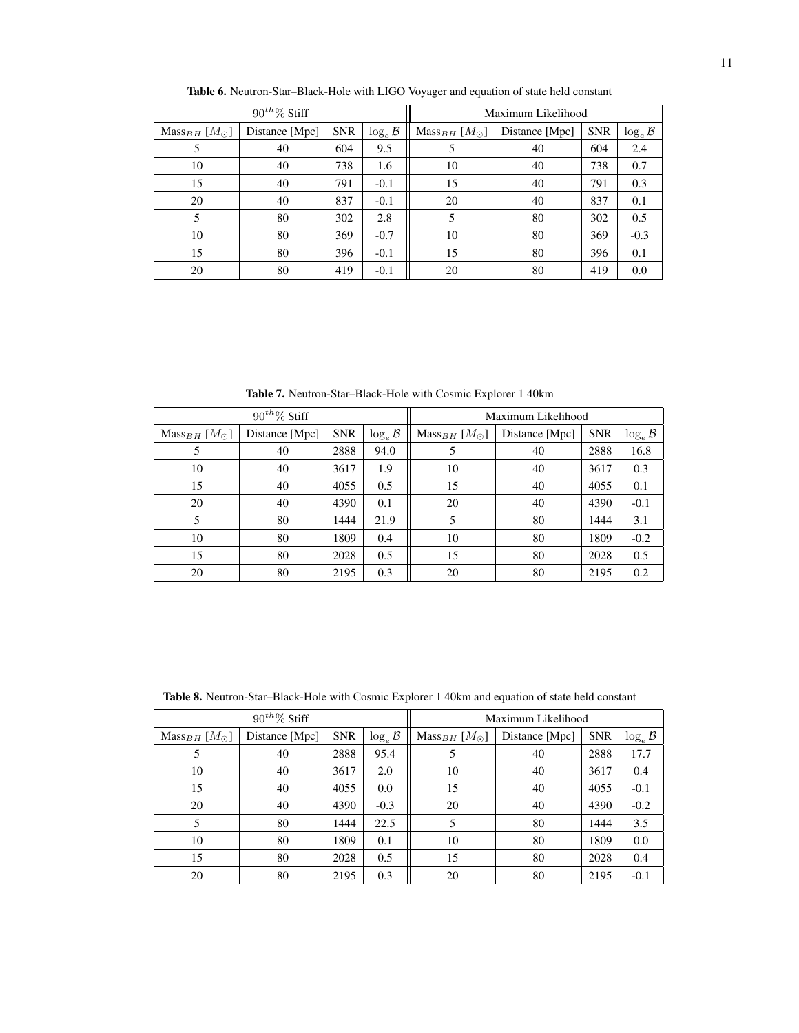**Table 6.** Neutron-Star–Black-Hole with LIGO Voyager and equation of state held constant

| $90^{th}$% Stiff | | | | Maximum Likelihood | | | |
|---|---|---|---|---|---|---|---|
| Mass$_{BH}$ [$M_{\odot}$] | Distance [Mpc] | SNR | $\log_e \mathcal{B}$ | Mass$_{BH}$ [$M_{\odot}$] | Distance [Mpc] | SNR | $\log_e \mathcal{B}$ |
| 5 | 40 | 604 | 9.5 | 5 | 40 | 604 | 2.4 |
| 10 | 40 | 738 | 1.6 | 10 | 40 | 738 | 0.7 |
| 15 | 40 | 791 | -0.1 | 15 | 40 | 791 | 0.3 |
| 20 | 40 | 837 | -0.1 | 20 | 40 | 837 | 0.1 |
| 5 | 80 | 302 | 2.8 | 5 | 80 | 302 | 0.5 |
| 10 | 80 | 369 | -0.7 | 10 | 80 | 369 | -0.3 |
| 15 | 80 | 396 | -0.1 | 15 | 80 | 396 | 0.1 |
| 20 | 80 | 419 | -0.1 | 20 | 80 | 419 | 0.0 |

**Table 7.** Neutron-Star–Black-Hole with Cosmic Explorer 1 40km

| $90^{th}$% Stiff | | | | Maximum Likelihood | | | |
|---|---|---|---|---|---|---|---|
| Mass$_{BH}$ [$M_{\odot}$] | Distance [Mpc] | SNR | $\log_e \mathcal{B}$ | Mass$_{BH}$ [$M_{\odot}$] | Distance [Mpc] | SNR | $\log_e \mathcal{B}$ |
| 5 | 40 | 2888 | 94.0 | 5 | 40 | 2888 | 16.8 |
| 10 | 40 | 3617 | 1.9 | 10 | 40 | 3617 | 0.3 |
| 15 | 40 | 4055 | 0.5 | 15 | 40 | 4055 | 0.1 |
| 20 | 40 | 4390 | 0.1 | 20 | 40 | 4390 | -0.1 |
| 5 | 80 | 1444 | 21.9 | 5 | 80 | 1444 | 3.1 |
| 10 | 80 | 1809 | 0.4 | 10 | 80 | 1809 | -0.2 |
| 15 | 80 | 2028 | 0.5 | 15 | 80 | 2028 | 0.5 |
| 20 | 80 | 2195 | 0.3 | 20 | 80 | 2195 | 0.2 |

**Table 8.** Neutron-Star–Black-Hole with Cosmic Explorer 1 40km and equation of state held constant

| $90^{th}$% Stiff | | | | Maximum Likelihood | | | |
|---|---|---|---|---|---|---|---|
| Mass$_{BH}$ [$M_{\odot}$] | Distance [Mpc] | SNR | $\log_e \mathcal{B}$ | Mass$_{BH}$ [$M_{\odot}$] | Distance [Mpc] | SNR | $\log_e \mathcal{B}$ |
| 5 | 40 | 2888 | 95.4 | 5 | 40 | 2888 | 17.7 |
| 10 | 40 | 3617 | 2.0 | 10 | 40 | 3617 | 0.4 |
| 15 | 40 | 4055 | 0.0 | 15 | 40 | 4055 | -0.1 |
| 20 | 40 | 4390 | -0.3 | 20 | 40 | 4390 | -0.2 |
| 5 | 80 | 1444 | 22.5 | 5 | 80 | 1444 | 3.5 |
| 10 | 80 | 1809 | 0.1 | 10 | 80 | 1809 | 0.0 |
| 15 | 80 | 2028 | 0.5 | 15 | 80 | 2028 | 0.4 |
| 20 | 80 | 2195 | 0.3 | 20 | 80 | 2195 | -0.1 |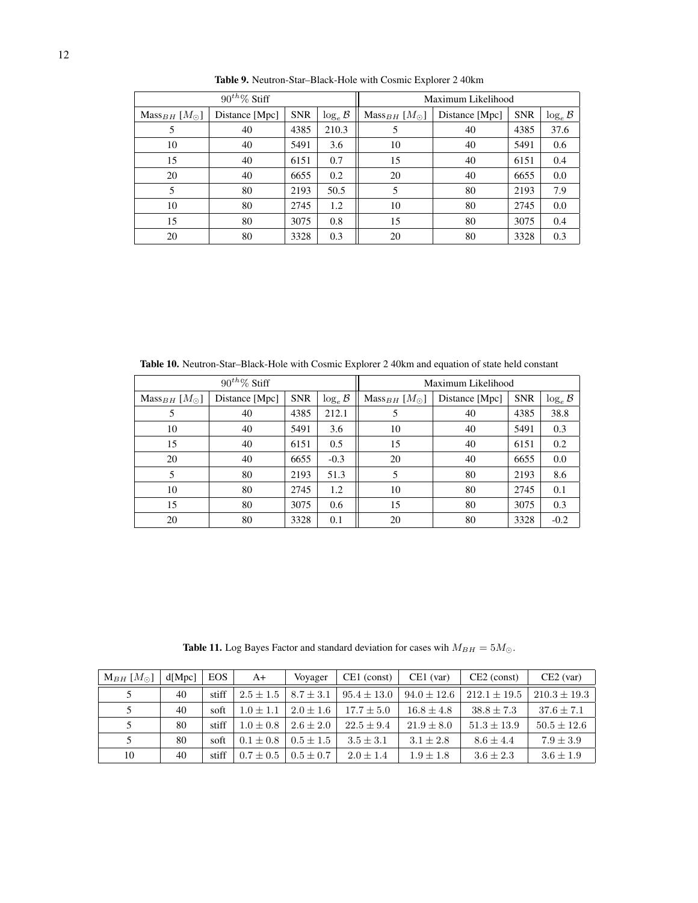**Table 9.** Neutron-Star–Black-Hole with Cosmic Explorer 2 40km

| $90^{th}\%$ Stiff | | | | Maximum Likelihood | | | |
|---|---|---|---|---|---|---|---|
| Mass$_{BH}$ $[M_\odot]$ | Distance [Mpc] | SNR | $\log_e \mathcal{B}$ | Mass$_{BH}$ $[M_\odot]$ | Distance [Mpc] | SNR | $\log_e \mathcal{B}$ |
| 5 | 40 | 4385 | 210.3 | 5 | 40 | 4385 | 37.6 |
| 10 | 40 | 5491 | 3.6 | 10 | 40 | 5491 | 0.6 |
| 15 | 40 | 6151 | 0.7 | 15 | 40 | 6151 | 0.4 |
| 20 | 40 | 6655 | 0.2 | 20 | 40 | 6655 | 0.0 |
| 5 | 80 | 2193 | 50.5 | 5 | 80 | 2193 | 7.9 |
| 10 | 80 | 2745 | 1.2 | 10 | 80 | 2745 | 0.0 |
| 15 | 80 | 3075 | 0.8 | 15 | 80 | 3075 | 0.4 |
| 20 | 80 | 3328 | 0.3 | 20 | 80 | 3328 | 0.3 |

**Table 10.** Neutron-Star–Black-Hole with Cosmic Explorer 2 40km and equation of state held constant

| $90^{th}\%$ Stiff | | | | Maximum Likelihood | | | |
|---|---|---|---|---|---|---|---|
| Mass$_{BH}$ $[M_\odot]$ | Distance [Mpc] | SNR | $\log_e \mathcal{B}$ | Mass$_{BH}$ $[M_\odot]$ | Distance [Mpc] | SNR | $\log_e \mathcal{B}$ |
| 5 | 40 | 4385 | 212.1 | 5 | 40 | 4385 | 38.8 |
| 10 | 40 | 5491 | 3.6 | 10 | 40 | 5491 | 0.3 |
| 15 | 40 | 6151 | 0.5 | 15 | 40 | 6151 | 0.2 |
| 20 | 40 | 6655 | -0.3 | 20 | 40 | 6655 | 0.0 |
| 5 | 80 | 2193 | 51.3 | 5 | 80 | 2193 | 8.6 |
| 10 | 80 | 2745 | 1.2 | 10 | 80 | 2745 | 0.1 |
| 15 | 80 | 3075 | 0.6 | 15 | 80 | 3075 | 0.3 |
| 20 | 80 | 3328 | 0.1 | 20 | 80 | 3328 | -0.2 |

**Table 11.** Log Bayes Factor and standard deviation for cases wih $M_{BH} = 5M_\odot$.

| M$_{BH}$ $[M_\odot]$ | d[Mpc] | EOS | A+ | Voyager | CE1 (const) | CE1 (var) | CE2 (const) | CE2 (var) |
|---|---|---|---|---|---|---|---|---|
| 5 | 40 | stiff | $2.5 \pm 1.5$ | $8.7 \pm 3.1$ | $95.4 \pm 13.0$ | $94.0 \pm 12.6$ | $212.1 \pm 19.5$ | $210.3 \pm 19.3$ |
| 5 | 40 | soft | $1.0 \pm 1.1$ | $2.0 \pm 1.6$ | $17.7 \pm 5.0$ | $16.8 \pm 4.8$ | $38.8 \pm 7.3$ | $37.6 \pm 7.1$ |
| 5 | 80 | stiff | $1.0 \pm 0.8$ | $2.6 \pm 2.0$ | $22.5 \pm 9.4$ | $21.9 \pm 8.0$ | $51.3 \pm 13.9$ | $50.5 \pm 12.6$ |
| 5 | 80 | soft | $0.1 \pm 0.8$ | $0.5 \pm 1.5$ | $3.5 \pm 3.1$ | $3.1 \pm 2.8$ | $8.6 \pm 4.4$ | $7.9 \pm 3.9$ |
| 10 | 40 | stiff | $0.7 \pm 0.5$ | $0.5 \pm 0.7$ | $2.0 \pm 1.4$ | $1.9 \pm 1.8$ | $3.6 \pm 2.3$ | $3.6 \pm 1.9$ |